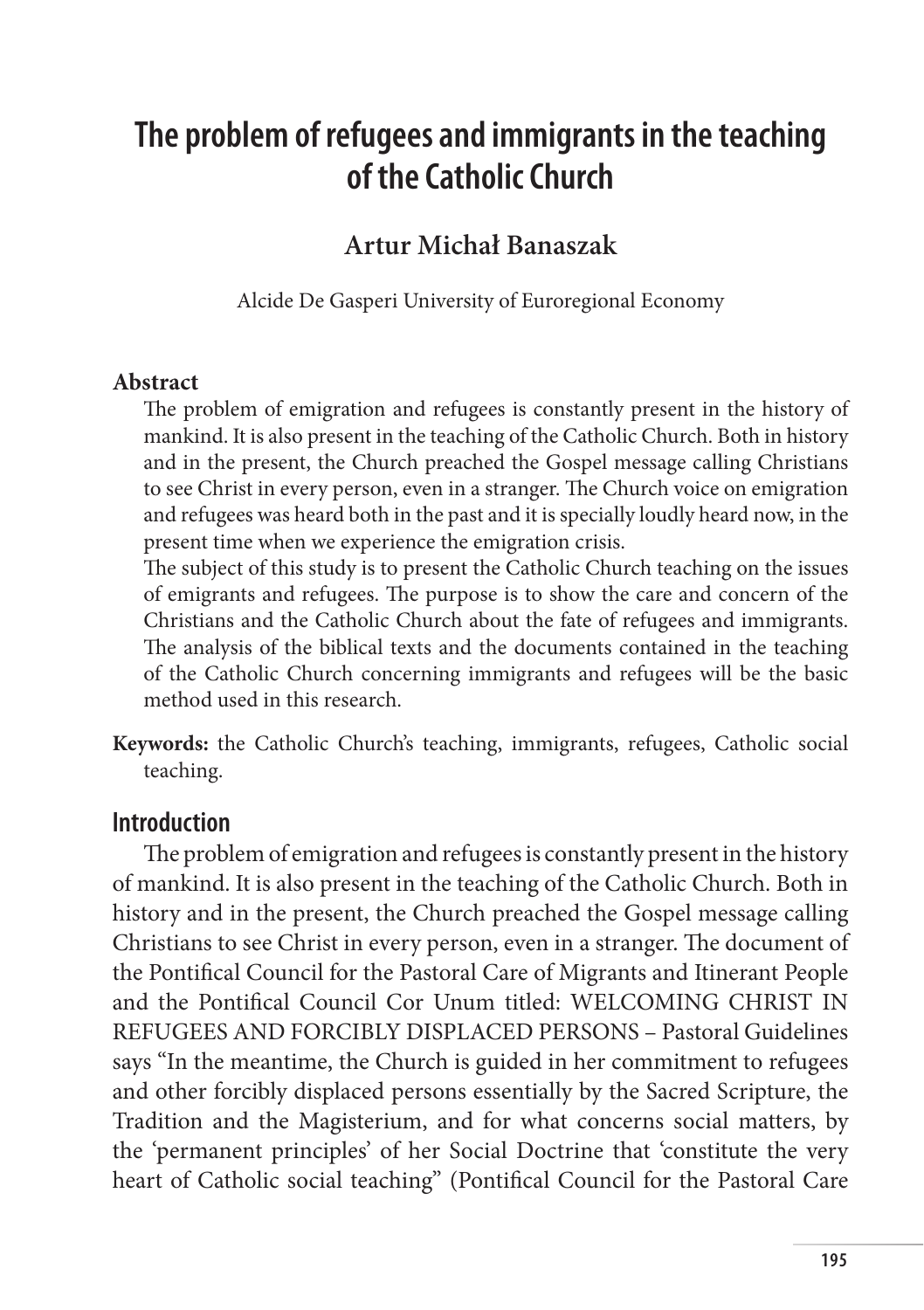# The problem of refugees and immigrants in the teaching of the Catholic Church

**Artur Michał Banaszak**

Alcide De Gasperi University of Euroregional Economy

**Abstract**

The problem of emigration and refugees is constantly present in the history of mankind. It is also present in the teaching of the Catholic Church. Both in history and in the present, the Church preached the Gospel message calling Christians to see Christ in every person, even in a stranger. The Church voice on emigration and refugees was heard both in the past and it is specially loudly heard now, in the present time when we experience the emigration crisis.

The subject of this study is to present the Catholic Church teaching on the issues of emigrants and refugees. The purpose is to show the care and concern of the Christians and the Catholic Church about the fate of refugees and immigrants. The analysis of the biblical texts and the documents contained in the teaching of the Catholic Church concerning immigrants and refugees will be the basic method used in this research.

**Keywords:** the Catholic Church's teaching, immigrants, refugees, Catholic social teaching.

## Introduction

The problem of emigration and refugees is constantly present in the history of mankind. It is also present in the teaching of the Catholic Church. Both in history and in the present, the Church preached the Gospel message calling Christians to see Christ in every person, even in a stranger. The document of the Pontifical Council for the Pastoral Care of Migrants and Itinerant People and the Pontifical Council Cor Unum titled: WELCOMING CHRIST IN REFUGEES AND FORCIBLY DISPLACED PERSONS – Pastoral Guidelines says "In the meantime, the Church is guided in her commitment to refugees and other forcibly displaced persons essentially by the Sacred Scripture, the Tradition and the Magisterium, and for what concerns social matters, by the 'permanent principles' of her Social Doctrine that 'constitute the very heart of Catholic social teaching" (Pontifical Council for the Pastoral Care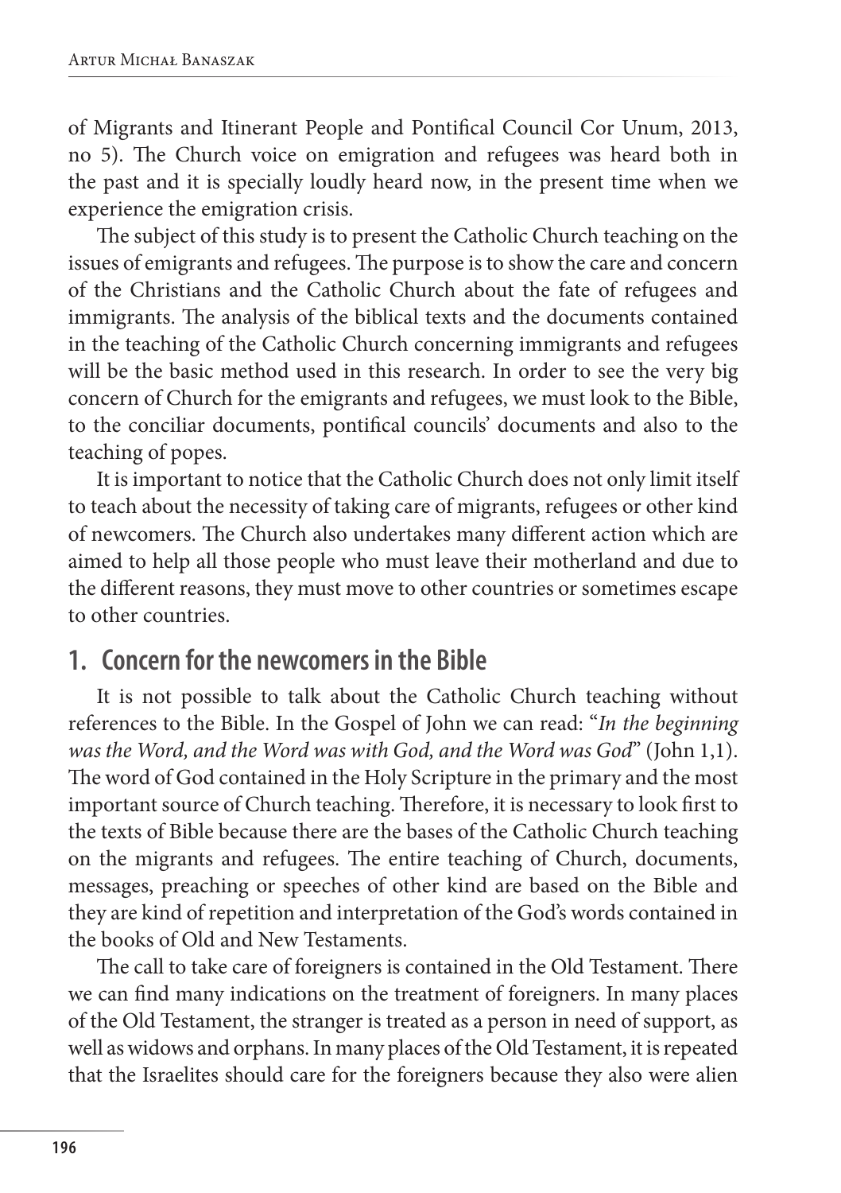of Migrants and Itinerant People and Pontifical Council Cor Unum, 2013, no 5). The Church voice on emigration and refugees was heard both in the past and it is specially loudly heard now, in the present time when we experience the emigration crisis.

The subject of this study is to present the Catholic Church teaching on the issues of emigrants and refugees. The purpose is to show the care and concern of the Christians and the Catholic Church about the fate of refugees and immigrants. The analysis of the biblical texts and the documents contained in the teaching of the Catholic Church concerning immigrants and refugees will be the basic method used in this research. In order to see the very big concern of Church for the emigrants and refugees, we must look to the Bible, to the conciliar documents, pontifical councils' documents and also to the teaching of popes.

It is important to notice that the Catholic Church does not only limit itself to teach about the necessity of taking care of migrants, refugees or other kind of newcomers. The Church also undertakes many different action which are aimed to help all those people who must leave their motherland and due to the different reasons, they must move to other countries or sometimes escape to other countries.

## 1. Concern for the newcomers in the Bible

It is not possible to talk about the Catholic Church teaching without references to the Bible. In the Gospel of John we can read: "*In the beginning was the Word, and the Word was with God, and the Word was God*" (John 1,1). The word of God contained in the Holy Scripture in the primary and the most important source of Church teaching. Therefore, it is necessary to look first to the texts of Bible because there are the bases of the Catholic Church teaching on the migrants and refugees. The entire teaching of Church, documents, messages, preaching or speeches of other kind are based on the Bible and they are kind of repetition and interpretation of the God's words contained in the books of Old and New Testaments.

The call to take care of foreigners is contained in the Old Testament. There we can find many indications on the treatment of foreigners. In many places of the Old Testament, the stranger is treated as a person in need of support, as well as widows and orphans. In many places of the Old Testament, it is repeated that the Israelites should care for the foreigners because they also were alien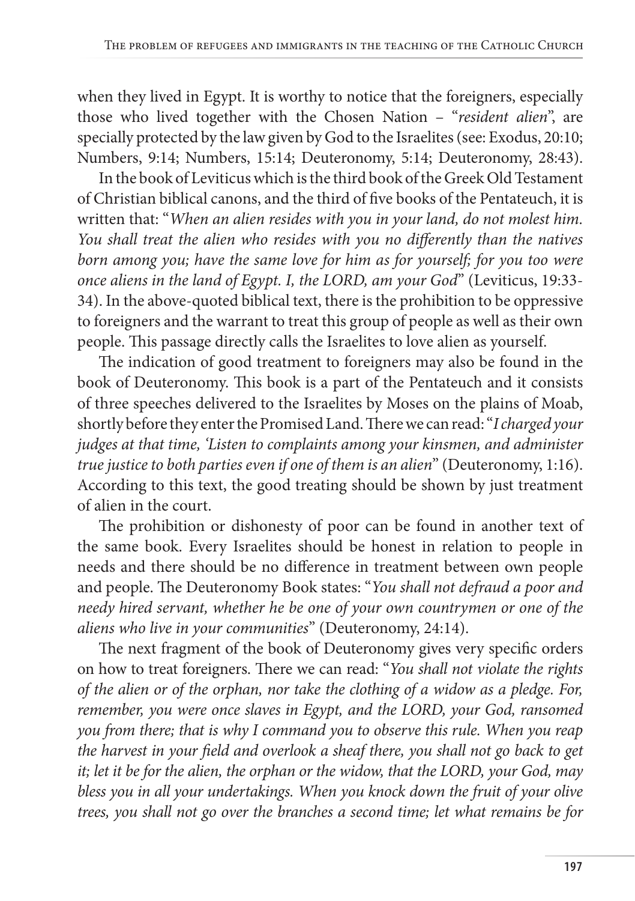when they lived in Egypt. It is worthy to notice that the foreigners, especially those who lived together with the Chosen Nation – "*resident alien*", are specially protected by the law given by God to the Israelites (see: Exodus, 20:10; Numbers, 9:14; Numbers, 15:14; Deuteronomy, 5:14; Deuteronomy, 28:43).

In the book of Leviticus which is the third book of the Greek Old Testament of Christian biblical canons, and the third of five books of the Pentateuch, it is written that: "*When an alien resides with you in your land, do not molest him. You shall treat the alien who resides with you no differently than the natives born among you; have the same love for him as for yourself; for you too were once aliens in the land of Egypt. I, the LORD, am your God*" (Leviticus, 19:33-34). In the above-quoted biblical text, there is the prohibition to be oppressive to foreigners and the warrant to treat this group of people as well as their own people. This passage directly calls the Israelites to love alien as yourself.

The indication of good treatment to foreigners may also be found in the book of Deuteronomy. This book is a part of the Pentateuch and it consists of three speeches delivered to the Israelites by Moses on the plains of Moab, shortly before they enter the Promised Land. There we can read: "*I charged your judges at that time, 'Listen to complaints among your kinsmen, and administer true justice to both parties even if one of them is an alien*" (Deuteronomy, 1:16). According to this text, the good treating should be shown by just treatment of alien in the court.

The prohibition or dishonesty of poor can be found in another text of the same book. Every Israelites should be honest in relation to people in needs and there should be no difference in treatment between own people and people. The Deuteronomy Book states: "*You shall not defraud a poor and needy hired servant, whether he be one of your own countrymen or one of the aliens who live in your communities*" (Deuteronomy, 24:14).

The next fragment of the book of Deuteronomy gives very specific orders on how to treat foreigners. There we can read: "*You shall not violate the rights of the alien or of the orphan, nor take the clothing of a widow as a pledge. For, remember, you were once slaves in Egypt, and the LORD, your God, ransomed you from there; that is why I command you to observe this rule. When you reap the harvest in your field and overlook a sheaf there, you shall not go back to get it; let it be for the alien, the orphan or the widow, that the LORD, your God, may bless you in all your undertakings. When you knock down the fruit of your olive trees, you shall not go over the branches a second time; let what remains be for*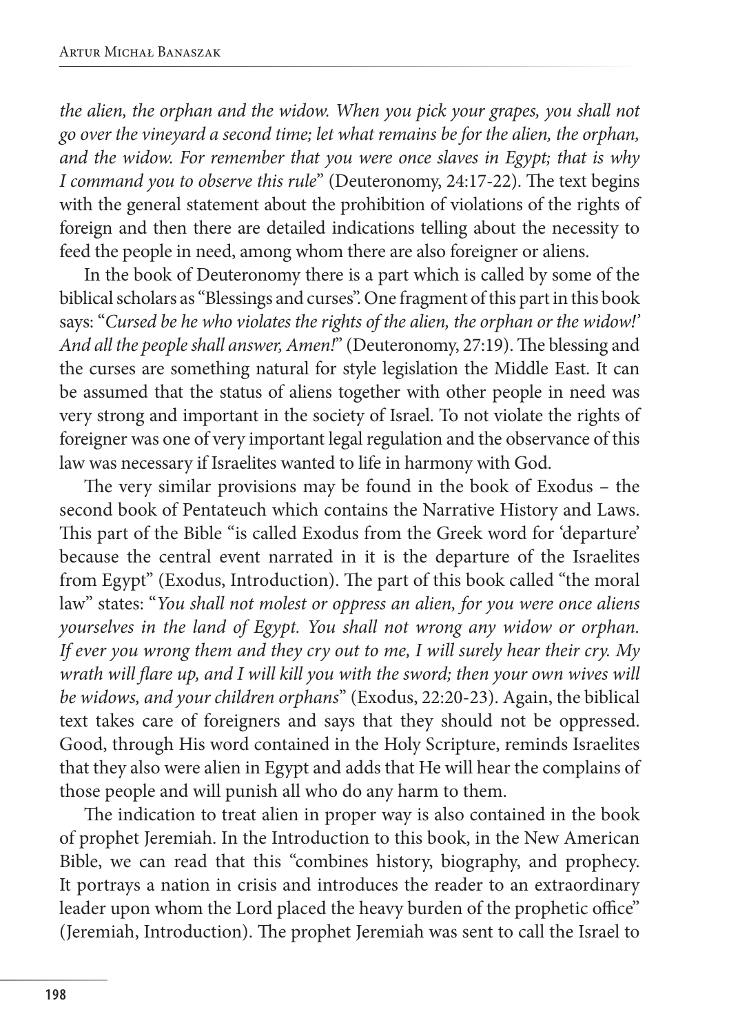*the alien, the orphan and the widow. When you pick your grapes, you shall not go over the vineyard a second time; let what remains be for the alien, the orphan, and the widow. For remember that you were once slaves in Egypt; that is why I command you to observe this rule*" (Deuteronomy, 24:17-22). The text begins with the general statement about the prohibition of violations of the rights of foreign and then there are detailed indications telling about the necessity to feed the people in need, among whom there are also foreigner or aliens.

In the book of Deuteronomy there is a part which is called by some of the biblical scholars as "Blessings and curses". One fragment of this part in this book says: "*Cursed be he who violates the rights of the alien, the orphan or the widow!' And all the people shall answer, Amen!*" (Deuteronomy, 27:19). The blessing and the curses are something natural for style legislation the Middle East. It can be assumed that the status of aliens together with other people in need was very strong and important in the society of Israel. To not violate the rights of foreigner was one of very important legal regulation and the observance of this law was necessary if Israelites wanted to life in harmony with God.

The very similar provisions may be found in the book of Exodus – the second book of Pentateuch which contains the Narrative History and Laws. This part of the Bible "is called Exodus from the Greek word for 'departure' because the central event narrated in it is the departure of the Israelites from Egypt" (Exodus, Introduction). The part of this book called "the moral law" states: "*You shall not molest or oppress an alien, for you were once aliens yourselves in the land of Egypt. You shall not wrong any widow or orphan. If ever you wrong them and they cry out to me, I will surely hear their cry. My wrath will flare up, and I will kill you with the sword; then your own wives will be widows, and your children orphans*" (Exodus, 22:20-23). Again, the biblical text takes care of foreigners and says that they should not be oppressed. Good, through His word contained in the Holy Scripture, reminds Israelites that they also were alien in Egypt and adds that He will hear the complains of those people and will punish all who do any harm to them.

The indication to treat alien in proper way is also contained in the book of prophet Jeremiah. In the Introduction to this book, in the New American Bible, we can read that this "combines history, biography, and prophecy. It portrays a nation in crisis and introduces the reader to an extraordinary leader upon whom the Lord placed the heavy burden of the prophetic office" (Jeremiah, Introduction). The prophet Jeremiah was sent to call the Israel to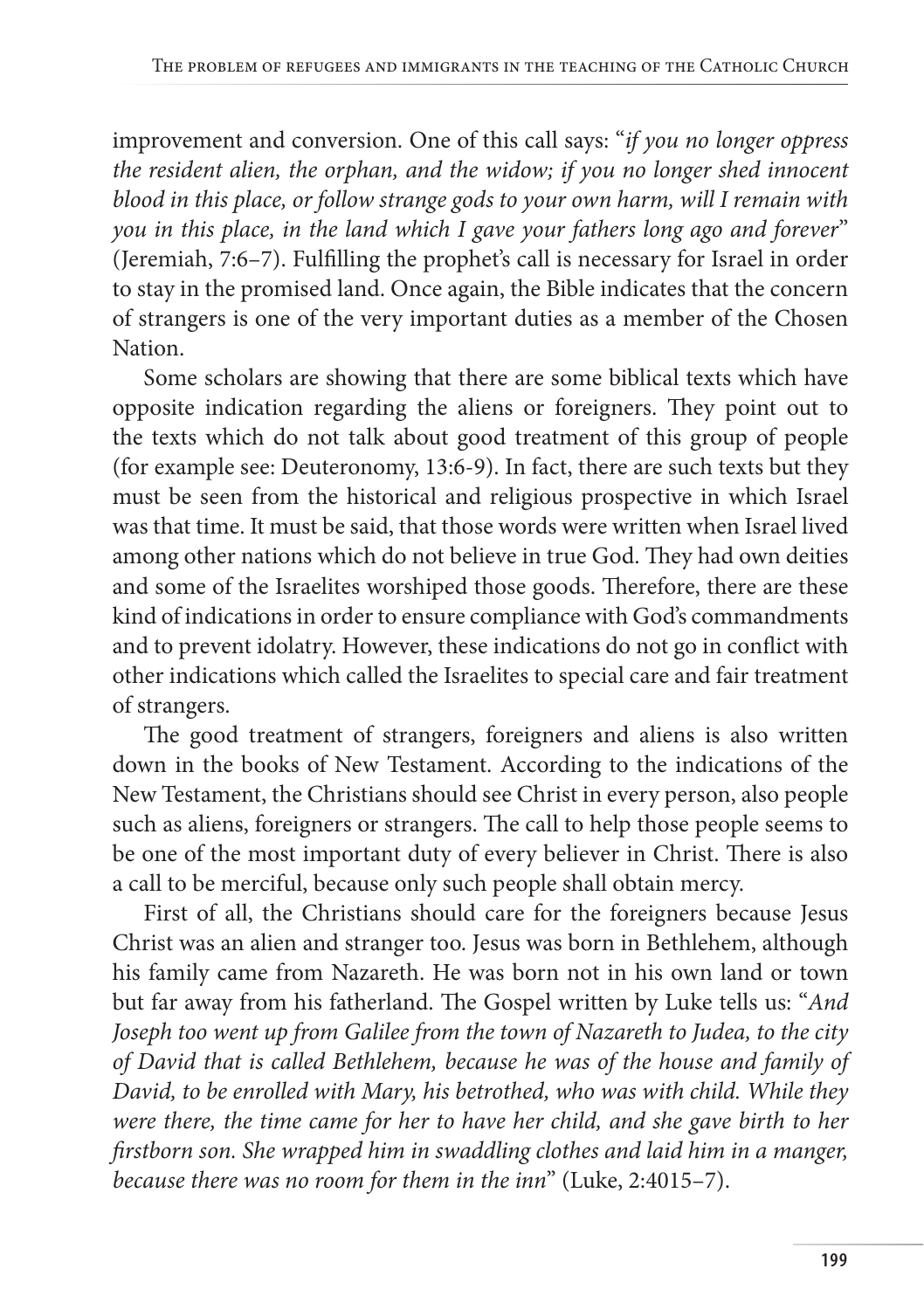improvement and conversion. One of this call says: "*if you no longer oppress the resident alien, the orphan, and the widow; if you no longer shed innocent blood in this place, or follow strange gods to your own harm, will I remain with you in this place, in the land which I gave your fathers long ago and forever*" (Jeremiah, 7:6–7). Fulfilling the prophet's call is necessary for Israel in order to stay in the promised land. Once again, the Bible indicates that the concern of strangers is one of the very important duties as a member of the Chosen Nation.

Some scholars are showing that there are some biblical texts which have opposite indication regarding the aliens or foreigners. They point out to the texts which do not talk about good treatment of this group of people (for example see: Deuteronomy, 13:6-9). In fact, there are such texts but they must be seen from the historical and religious prospective in which Israel was that time. It must be said, that those words were written when Israel lived among other nations which do not believe in true God. They had own deities and some of the Israelites worshiped those goods. Therefore, there are these kind of indications in order to ensure compliance with God's commandments and to prevent idolatry. However, these indications do not go in conflict with other indications which called the Israelites to special care and fair treatment of strangers.

The good treatment of strangers, foreigners and aliens is also written down in the books of New Testament. According to the indications of the New Testament, the Christians should see Christ in every person, also people such as aliens, foreigners or strangers. The call to help those people seems to be one of the most important duty of every believer in Christ. There is also a call to be merciful, because only such people shall obtain mercy.

First of all, the Christians should care for the foreigners because Jesus Christ was an alien and stranger too. Jesus was born in Bethlehem, although his family came from Nazareth. He was born not in his own land or town but far away from his fatherland. The Gospel written by Luke tells us: "*And Joseph too went up from Galilee from the town of Nazareth to Judea, to the city of David that is called Bethlehem, because he was of the house and family of David, to be enrolled with Mary, his betrothed, who was with child. While they were there, the time came for her to have her child, and she gave birth to her firstborn son. She wrapped him in swaddling clothes and laid him in a manger, because there was no room for them in the inn*" (Luke, 2:4015–7).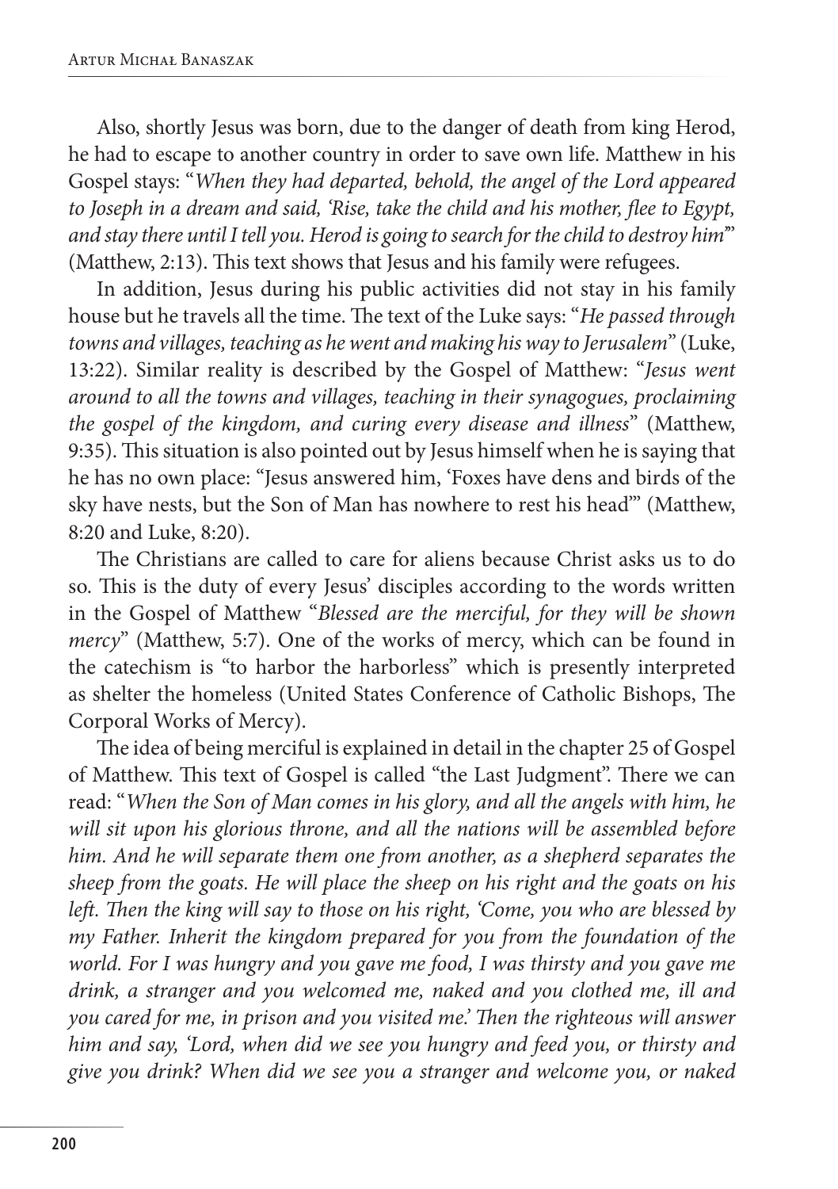Also, shortly Jesus was born, due to the danger of death from king Herod, he had to escape to another country in order to save own life. Matthew in his Gospel stays: "*When they had departed, behold, the angel of the Lord appeared to Joseph in a dream and said, 'Rise, take the child and his mother, flee to Egypt, and stay there until I tell you. Herod is going to search for the child to destroy him*'" (Matthew, 2:13). This text shows that Jesus and his family were refugees.

In addition, Jesus during his public activities did not stay in his family house but he travels all the time. The text of the Luke says: "*He passed through towns and villages, teaching as he went and making his way to Jerusalem*" (Luke, 13:22). Similar reality is described by the Gospel of Matthew: "*Jesus went around to all the towns and villages, teaching in their synagogues, proclaiming the gospel of the kingdom, and curing every disease and illness*" (Matthew, 9:35). This situation is also pointed out by Jesus himself when he is saying that he has no own place: "Jesus answered him, 'Foxes have dens and birds of the sky have nests, but the Son of Man has nowhere to rest his head'" (Matthew, 8:20 and Luke, 8:20).

The Christians are called to care for aliens because Christ asks us to do so. This is the duty of every Jesus' disciples according to the words written in the Gospel of Matthew "*Blessed are the merciful, for they will be shown mercy*" (Matthew, 5:7). One of the works of mercy, which can be found in the catechism is "to harbor the harborless" which is presently interpreted as shelter the homeless (United States Conference of Catholic Bishops, The Corporal Works of Mercy).

The idea of being merciful is explained in detail in the chapter 25 of Gospel of Matthew. This text of Gospel is called "the Last Judgment". There we can read: "*When the Son of Man comes in his glory, and all the angels with him, he will sit upon his glorious throne, and all the nations will be assembled before him. And he will separate them one from another, as a shepherd separates the sheep from the goats. He will place the sheep on his right and the goats on his left. Then the king will say to those on his right, 'Come, you who are blessed by my Father. Inherit the kingdom prepared for you from the foundation of the world. For I was hungry and you gave me food, I was thirsty and you gave me drink, a stranger and you welcomed me, naked and you clothed me, ill and you cared for me, in prison and you visited me.' Then the righteous will answer him and say, 'Lord, when did we see you hungry and feed you, or thirsty and give you drink? When did we see you a stranger and welcome you, or naked*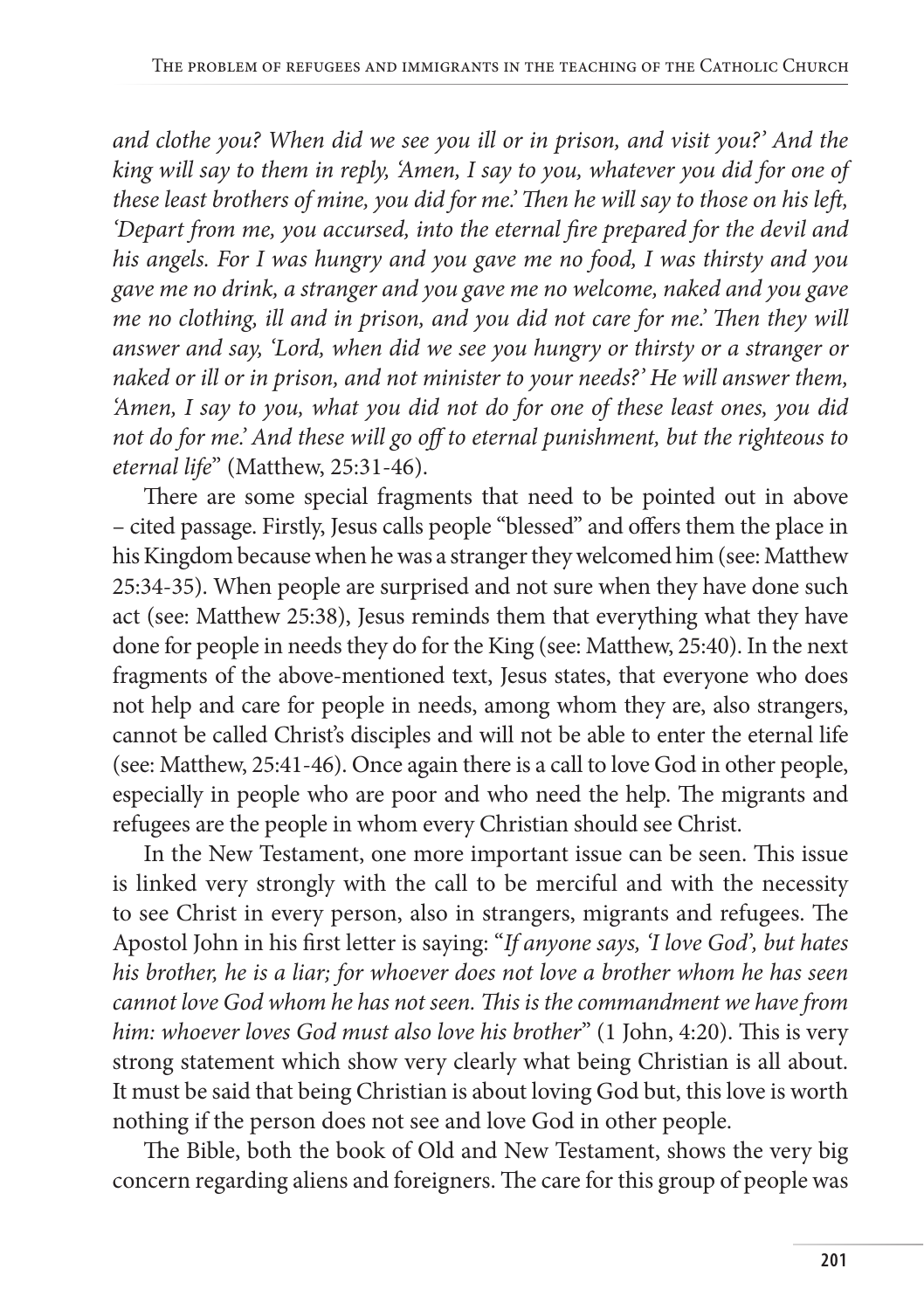*and clothe you? When did we see you ill or in prison, and visit you?' And the king will say to them in reply, 'Amen, I say to you, whatever you did for one of these least brothers of mine, you did for me.' Then he will say to those on his left, 'Depart from me, you accursed, into the eternal fire prepared for the devil and his angels. For I was hungry and you gave me no food, I was thirsty and you gave me no drink, a stranger and you gave me no welcome, naked and you gave me no clothing, ill and in prison, and you did not care for me.' Then they will answer and say, 'Lord, when did we see you hungry or thirsty or a stranger or naked or ill or in prison, and not minister to your needs?' He will answer them, 'Amen, I say to you, what you did not do for one of these least ones, you did not do for me.' And these will go off to eternal punishment, but the righteous to eternal life*" (Matthew, 25:31-46).

There are some special fragments that need to be pointed out in above – cited passage. Firstly, Jesus calls people "blessed" and offers them the place in his Kingdom because when he was a stranger they welcomed him (see: Matthew 25:34-35). When people are surprised and not sure when they have done such act (see: Matthew 25:38), Jesus reminds them that everything what they have done for people in needs they do for the King (see: Matthew, 25:40). In the next fragments of the above-mentioned text, Jesus states, that everyone who does not help and care for people in needs, among whom they are, also strangers, cannot be called Christ's disciples and will not be able to enter the eternal life (see: Matthew, 25:41-46). Once again there is a call to love God in other people, especially in people who are poor and who need the help. The migrants and refugees are the people in whom every Christian should see Christ.

In the New Testament, one more important issue can be seen. This issue is linked very strongly with the call to be merciful and with the necessity to see Christ in every person, also in strangers, migrants and refugees. The Apostol John in his first letter is saying: "*If anyone says, 'I love God', but hates his brother, he is a liar; for whoever does not love a brother whom he has seen cannot love God whom he has not seen. This is the commandment we have from him: whoever loves God must also love his brother*" (1 John, 4:20). This is very strong statement which show very clearly what being Christian is all about. It must be said that being Christian is about loving God but, this love is worth nothing if the person does not see and love God in other people.

The Bible, both the book of Old and New Testament, shows the very big concern regarding aliens and foreigners. The care for this group of people was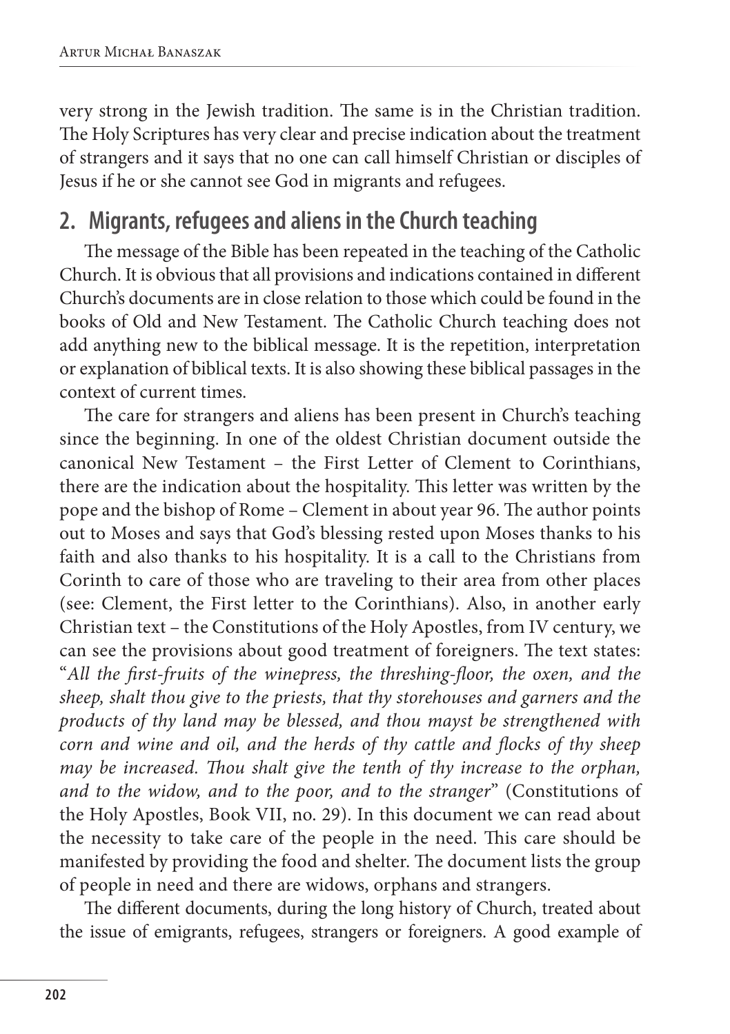very strong in the Jewish tradition. The same is in the Christian tradition. The Holy Scriptures has very clear and precise indication about the treatment of strangers and it says that no one can call himself Christian or disciples of Jesus if he or she cannot see God in migrants and refugees.

## 2. Migrants, refugees and aliens in the Church teaching

The message of the Bible has been repeated in the teaching of the Catholic Church. It is obvious that all provisions and indications contained in different Church's documents are in close relation to those which could be found in the books of Old and New Testament. The Catholic Church teaching does not add anything new to the biblical message. It is the repetition, interpretation or explanation of biblical texts. It is also showing these biblical passages in the context of current times.

The care for strangers and aliens has been present in Church's teaching since the beginning. In one of the oldest Christian document outside the canonical New Testament – the First Letter of Clement to Corinthians, there are the indication about the hospitality. This letter was written by the pope and the bishop of Rome – Clement in about year 96. The author points out to Moses and says that God's blessing rested upon Moses thanks to his faith and also thanks to his hospitality. It is a call to the Christians from Corinth to care of those who are traveling to their area from other places (see: Clement, the First letter to the Corinthians). Also, in another early Christian text – the Constitutions of the Holy Apostles, from IV century, we can see the provisions about good treatment of foreigners. The text states: "*All the first-fruits of the winepress, the threshing-floor, the oxen, and the sheep, shalt thou give to the priests, that thy storehouses and garners and the products of thy land may be blessed, and thou mayst be strengthened with corn and wine and oil, and the herds of thy cattle and flocks of thy sheep may be increased. Thou shalt give the tenth of thy increase to the orphan, and to the widow, and to the poor, and to the stranger*" (Constitutions of the Holy Apostles, Book VII, no. 29). In this document we can read about the necessity to take care of the people in the need. This care should be manifested by providing the food and shelter. The document lists the group of people in need and there are widows, orphans and strangers.

The different documents, during the long history of Church, treated about the issue of emigrants, refugees, strangers or foreigners. A good example of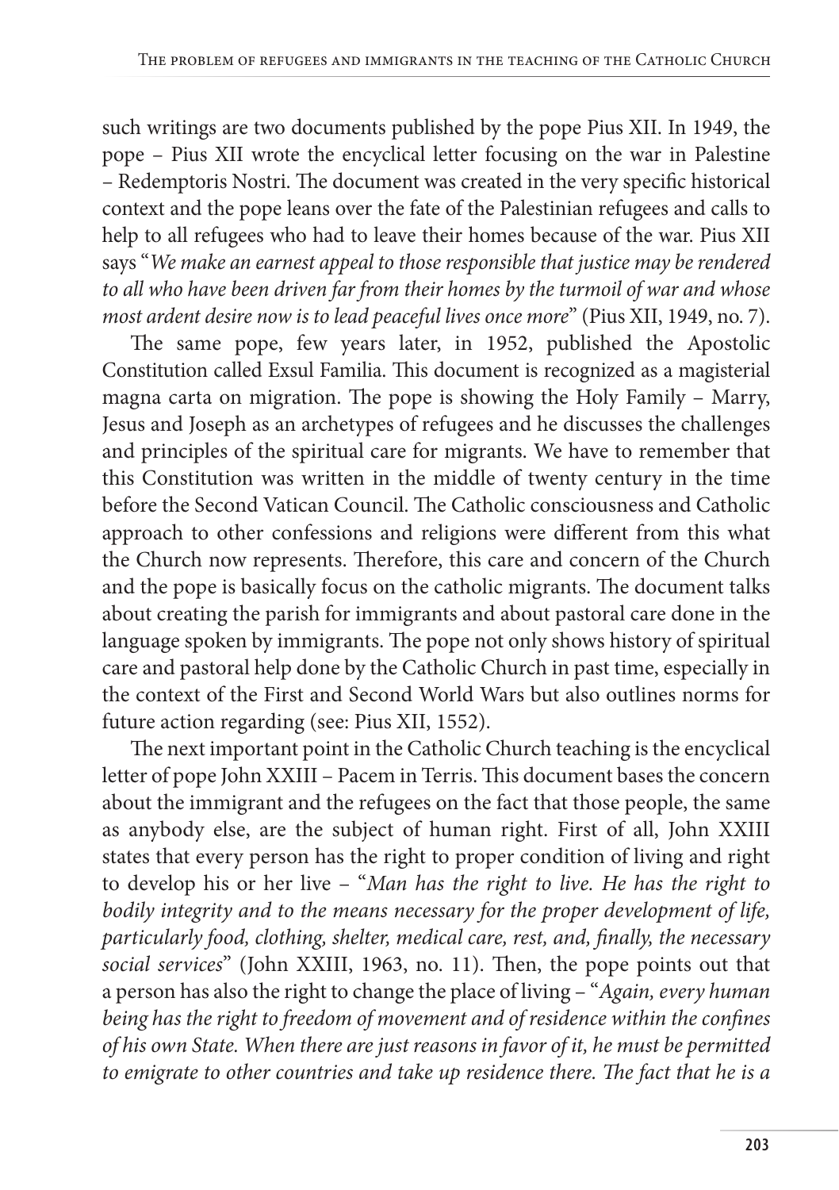such writings are two documents published by the pope Pius XII. In 1949, the pope – Pius XII wrote the encyclical letter focusing on the war in Palestine – Redemptoris Nostri. The document was created in the very specific historical context and the pope leans over the fate of the Palestinian refugees and calls to help to all refugees who had to leave their homes because of the war. Pius XII says "*We make an earnest appeal to those responsible that justice may be rendered to all who have been driven far from their homes by the turmoil of war and whose most ardent desire now is to lead peaceful lives once more*" (Pius XII, 1949, no. 7).

The same pope, few years later, in 1952, published the Apostolic Constitution called Exsul Familia. This document is recognized as a magisterial magna carta on migration. The pope is showing the Holy Family – Marry, Jesus and Joseph as an archetypes of refugees and he discusses the challenges and principles of the spiritual care for migrants. We have to remember that this Constitution was written in the middle of twenty century in the time before the Second Vatican Council. The Catholic consciousness and Catholic approach to other confessions and religions were different from this what the Church now represents. Therefore, this care and concern of the Church and the pope is basically focus on the catholic migrants. The document talks about creating the parish for immigrants and about pastoral care done in the language spoken by immigrants. The pope not only shows history of spiritual care and pastoral help done by the Catholic Church in past time, especially in the context of the First and Second World Wars but also outlines norms for future action regarding (see: Pius XII, 1552).

The next important point in the Catholic Church teaching is the encyclical letter of pope John XXIII – Pacem in Terris. This document bases the concern about the immigrant and the refugees on the fact that those people, the same as anybody else, are the subject of human right. First of all, John XXIII states that every person has the right to proper condition of living and right to develop his or her live – "*Man has the right to live. He has the right to bodily integrity and to the means necessary for the proper development of life, particularly food, clothing, shelter, medical care, rest, and, finally, the necessary social services*" (John XXIII, 1963, no. 11). Then, the pope points out that a person has also the right to change the place of living – "*Again, every human being has the right to freedom of movement and of residence within the confines of his own State. When there are just reasons in favor of it, he must be permitted to emigrate to other countries and take up residence there. The fact that he is a*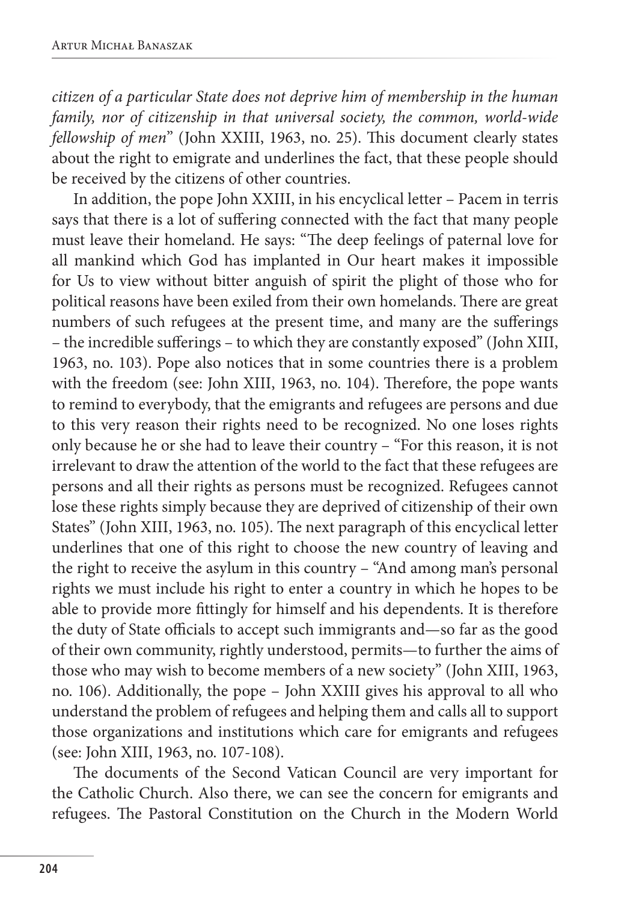*citizen of a particular State does not deprive him of membership in the human family, nor of citizenship in that universal society, the common, world-wide fellowship of men*" (John XXIII, 1963, no. 25). This document clearly states about the right to emigrate and underlines the fact, that these people should be received by the citizens of other countries.

In addition, the pope John XXIII, in his encyclical letter – Pacem in terris says that there is a lot of suffering connected with the fact that many people must leave their homeland. He says: "The deep feelings of paternal love for all mankind which God has implanted in Our heart makes it impossible for Us to view without bitter anguish of spirit the plight of those who for political reasons have been exiled from their own homelands. There are great numbers of such refugees at the present time, and many are the sufferings – the incredible sufferings – to which they are constantly exposed" (John XIII, 1963, no. 103). Pope also notices that in some countries there is a problem with the freedom (see: John XIII, 1963, no. 104). Therefore, the pope wants to remind to everybody, that the emigrants and refugees are persons and due to this very reason their rights need to be recognized. No one loses rights only because he or she had to leave their country – "For this reason, it is not irrelevant to draw the attention of the world to the fact that these refugees are persons and all their rights as persons must be recognized. Refugees cannot lose these rights simply because they are deprived of citizenship of their own States" (John XIII, 1963, no. 105). The next paragraph of this encyclical letter underlines that one of this right to choose the new country of leaving and the right to receive the asylum in this country – "And among man's personal rights we must include his right to enter a country in which he hopes to be able to provide more fittingly for himself and his dependents. It is therefore the duty of State officials to accept such immigrants and—so far as the good of their own community, rightly understood, permits—to further the aims of those who may wish to become members of a new society" (John XIII, 1963, no. 106). Additionally, the pope – John XXIII gives his approval to all who understand the problem of refugees and helping them and calls all to support those organizations and institutions which care for emigrants and refugees (see: John XIII, 1963, no. 107-108).

The documents of the Second Vatican Council are very important for the Catholic Church. Also there, we can see the concern for emigrants and refugees. The Pastoral Constitution on the Church in the Modern World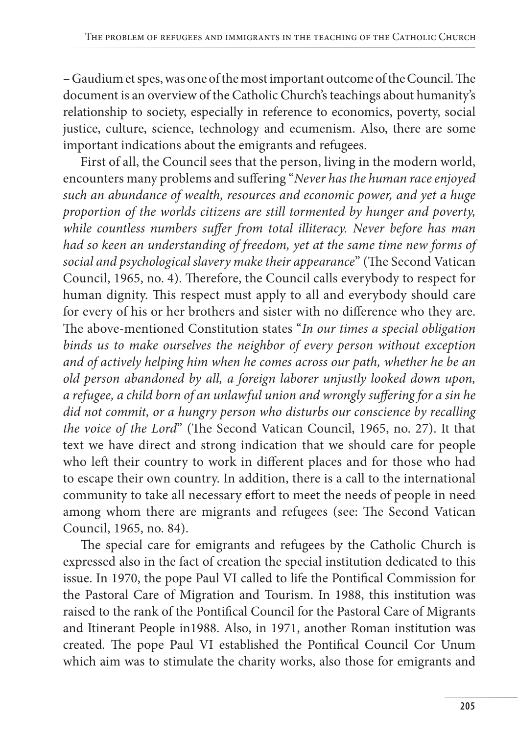– Gaudium et spes, was one of the most important outcome of the Council. The document is an overview of the Catholic Church's teachings about humanity's relationship to society, especially in reference to economics, poverty, social justice, culture, science, technology and ecumenism. Also, there are some important indications about the emigrants and refugees.

First of all, the Council sees that the person, living in the modern world, encounters many problems and suffering "*Never has the human race enjoyed such an abundance of wealth, resources and economic power, and yet a huge proportion of the worlds citizens are still tormented by hunger and poverty, while countless numbers suffer from total illiteracy. Never before has man had so keen an understanding of freedom, yet at the same time new forms of social and psychological slavery make their appearance*" (The Second Vatican Council, 1965, no. 4). Therefore, the Council calls everybody to respect for human dignity. This respect must apply to all and everybody should care for every of his or her brothers and sister with no difference who they are. The above-mentioned Constitution states "*In our times a special obligation binds us to make ourselves the neighbor of every person without exception and of actively helping him when he comes across our path, whether he be an old person abandoned by all, a foreign laborer unjustly looked down upon, a refugee, a child born of an unlawful union and wrongly suffering for a sin he did not commit, or a hungry person who disturbs our conscience by recalling the voice of the Lord*" (The Second Vatican Council, 1965, no. 27). It that text we have direct and strong indication that we should care for people who left their country to work in different places and for those who had to escape their own country. In addition, there is a call to the international community to take all necessary effort to meet the needs of people in need among whom there are migrants and refugees (see: The Second Vatican Council, 1965, no. 84).

The special care for emigrants and refugees by the Catholic Church is expressed also in the fact of creation the special institution dedicated to this issue. In 1970, the pope Paul VI called to life the Pontifical Commission for the Pastoral Care of Migration and Tourism. In 1988, this institution was raised to the rank of the Pontifical Council for the Pastoral Care of Migrants and Itinerant People in1988. Also, in 1971, another Roman institution was created. The pope Paul VI established the Pontifical Council Cor Unum which aim was to stimulate the charity works, also those for emigrants and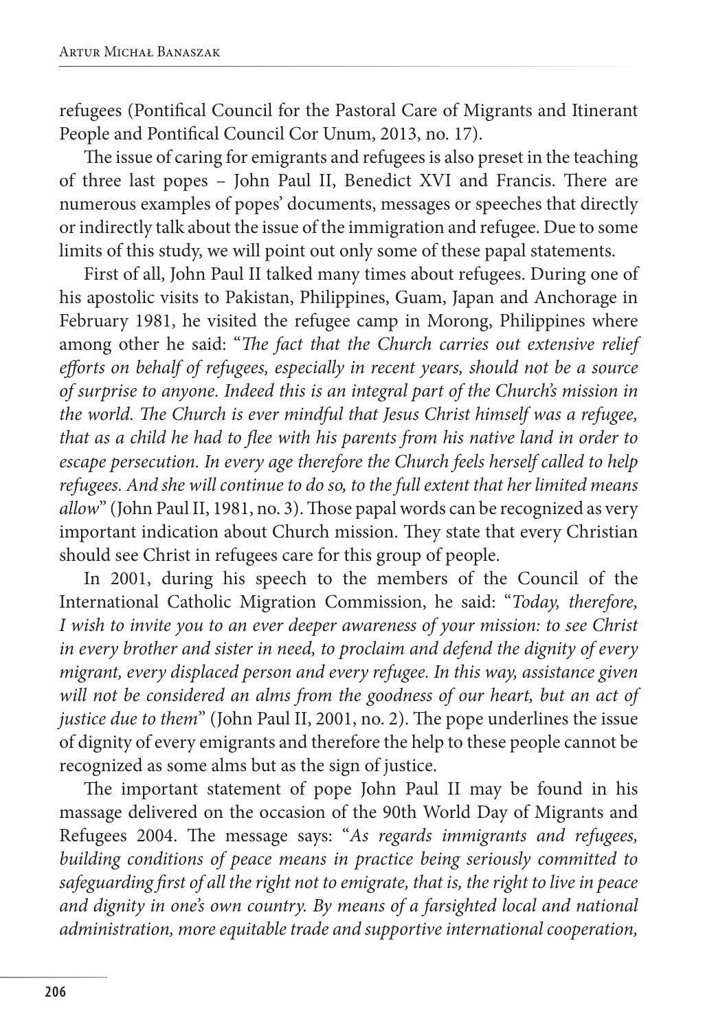refugees (Pontifical Council for the Pastoral Care of Migrants and Itinerant People and Pontifical Council Cor Unum, 2013, no. 17).

The issue of caring for emigrants and refugees is also preset in the teaching of three last popes – John Paul II, Benedict XVI and Francis. There are numerous examples of popes' documents, messages or speeches that directly or indirectly talk about the issue of the immigration and refugee. Due to some limits of this study, we will point out only some of these papal statements.

First of all, John Paul II talked many times about refugees. During one of his apostolic visits to Pakistan, Philippines, Guam, Japan and Anchorage in February 1981, he visited the refugee camp in Morong, Philippines where among other he said: "*The fact that the Church carries out extensive relief efforts on behalf of refugees, especially in recent years, should not be a source of surprise to anyone. Indeed this is an integral part of the Church's mission in the world. The Church is ever mindful that Jesus Christ himself was a refugee, that as a child he had to flee with his parents from his native land in order to escape persecution. In every age therefore the Church feels herself called to help refugees. And she will continue to do so, to the full extent that her limited means allow*" (John Paul II, 1981, no. 3). Those papal words can be recognized as very important indication about Church mission. They state that every Christian should see Christ in refugees care for this group of people.

In 2001, during his speech to the members of the Council of the International Catholic Migration Commission, he said: "*Today, therefore, I wish to invite you to an ever deeper awareness of your mission: to see Christ in every brother and sister in need, to proclaim and defend the dignity of every migrant, every displaced person and every refugee. In this way, assistance given will not be considered an alms from the goodness of our heart, but an act of justice due to them*" (John Paul II, 2001, no. 2). The pope underlines the issue of dignity of every emigrants and therefore the help to these people cannot be recognized as some alms but as the sign of justice.

The important statement of pope John Paul II may be found in his massage delivered on the occasion of the 90th World Day of Migrants and Refugees 2004. The message says: "*As regards immigrants and refugees, building conditions of peace means in practice being seriously committed to safeguarding first of all the right not to emigrate, that is, the right to live in peace and dignity in one's own country. By means of a farsighted local and national administration, more equitable trade and supportive international cooperation,*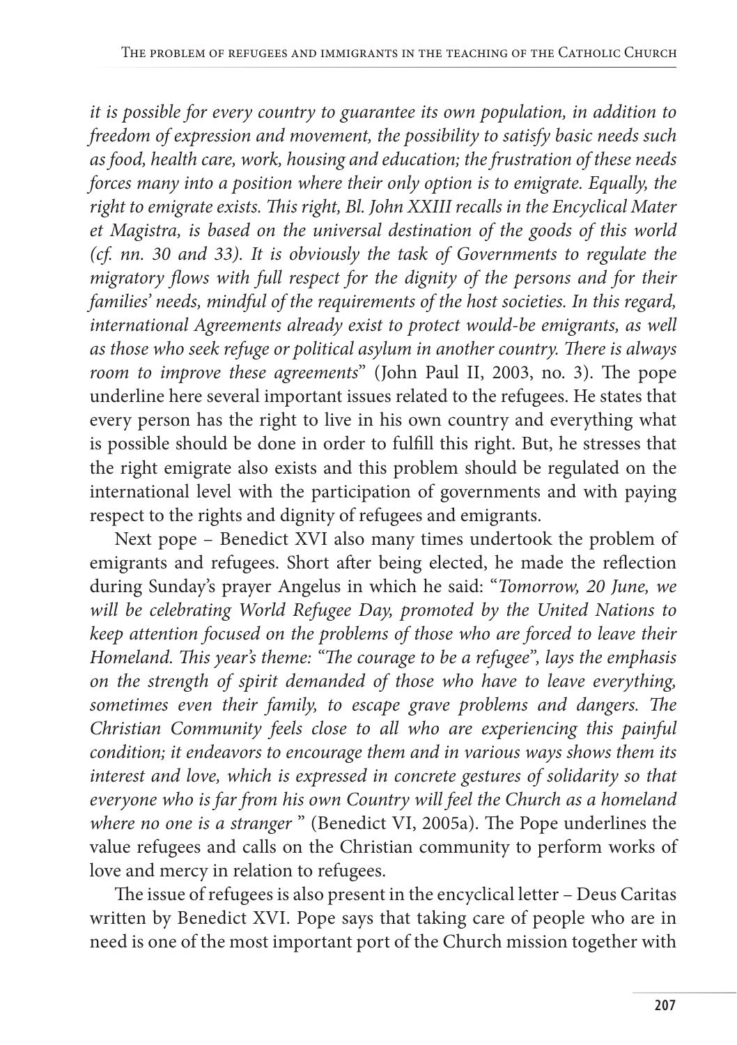*it is possible for every country to guarantee its own population, in addition to freedom of expression and movement, the possibility to satisfy basic needs such as food, health care, work, housing and education; the frustration of these needs forces many into a position where their only option is to emigrate. Equally, the right to emigrate exists. This right, Bl. John XXIII recalls in the Encyclical Mater et Magistra, is based on the universal destination of the goods of this world (cf. nn. 30 and 33). It is obviously the task of Governments to regulate the migratory flows with full respect for the dignity of the persons and for their families' needs, mindful of the requirements of the host societies. In this regard, international Agreements already exist to protect would-be emigrants, as well as those who seek refuge or political asylum in another country. There is always room to improve these agreements*" (John Paul II, 2003, no. 3). The pope underline here several important issues related to the refugees. He states that every person has the right to live in his own country and everything what is possible should be done in order to fulfill this right. But, he stresses that the right emigrate also exists and this problem should be regulated on the international level with the participation of governments and with paying respect to the rights and dignity of refugees and emigrants.

Next pope – Benedict XVI also many times undertook the problem of emigrants and refugees. Short after being elected, he made the reflection during Sunday's prayer Angelus in which he said: "*Tomorrow, 20 June, we will be celebrating World Refugee Day, promoted by the United Nations to keep attention focused on the problems of those who are forced to leave their Homeland. This year's theme: "The courage to be a refugee", lays the emphasis on the strength of spirit demanded of those who have to leave everything, sometimes even their family, to escape grave problems and dangers. The Christian Community feels close to all who are experiencing this painful condition; it endeavors to encourage them and in various ways shows them its interest and love, which is expressed in concrete gestures of solidarity so that everyone who is far from his own Country will feel the Church as a homeland where no one is a stranger* " (Benedict VI, 2005a). The Pope underlines the value refugees and calls on the Christian community to perform works of love and mercy in relation to refugees.

The issue of refugees is also present in the encyclical letter – Deus Caritas written by Benedict XVI. Pope says that taking care of people who are in need is one of the most important port of the Church mission together with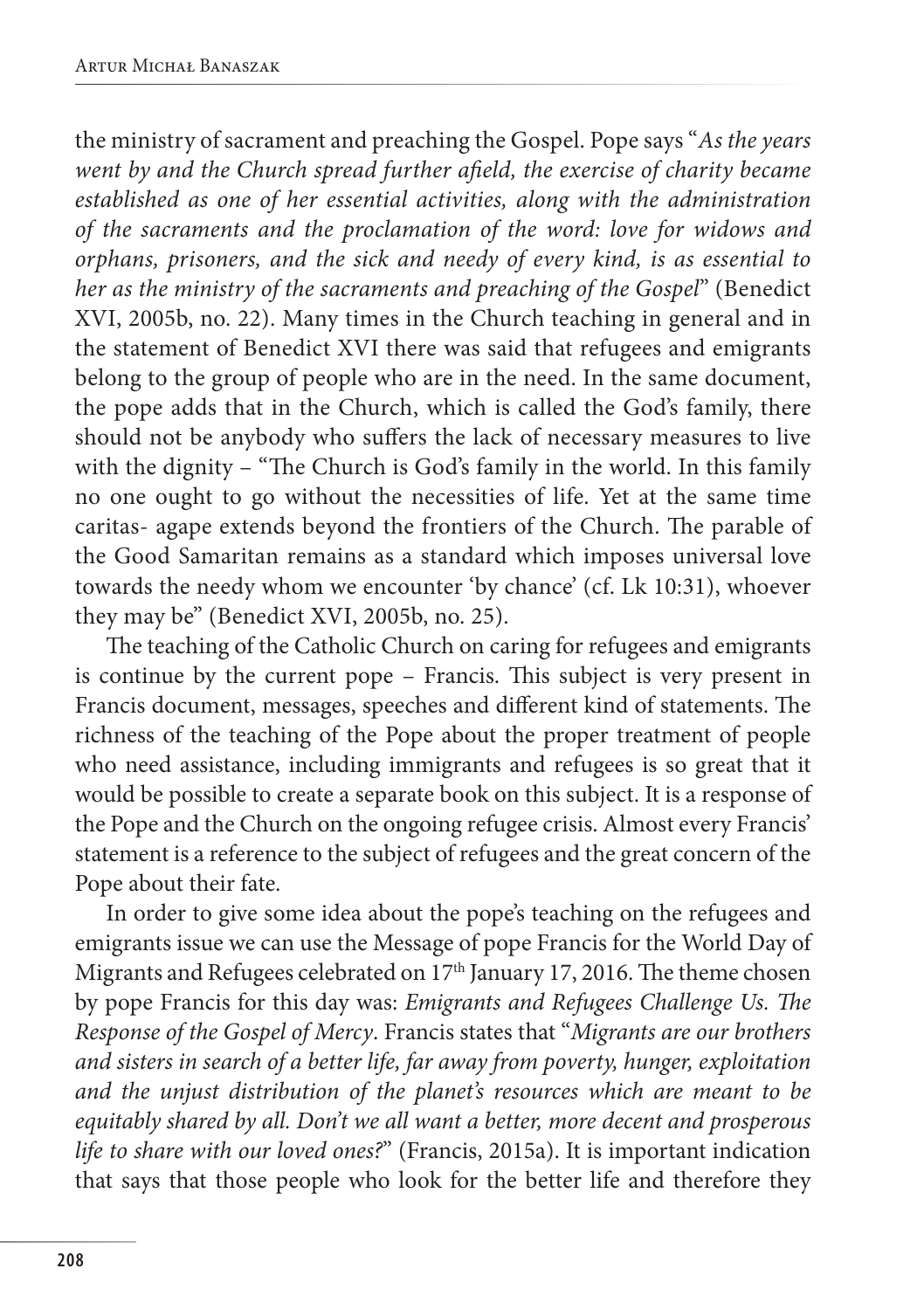the ministry of sacrament and preaching the Gospel. Pope says "*As the years went by and the Church spread further afield, the exercise of charity became established as one of her essential activities, along with the administration of the sacraments and the proclamation of the word: love for widows and orphans, prisoners, and the sick and needy of every kind, is as essential to her as the ministry of the sacraments and preaching of the Gospel*" (Benedict XVI, 2005b, no. 22). Many times in the Church teaching in general and in the statement of Benedict XVI there was said that refugees and emigrants belong to the group of people who are in the need. In the same document, the pope adds that in the Church, which is called the God's family, there should not be anybody who suffers the lack of necessary measures to live with the dignity – "The Church is God's family in the world. In this family no one ought to go without the necessities of life. Yet at the same time caritas- agape extends beyond the frontiers of the Church. The parable of the Good Samaritan remains as a standard which imposes universal love towards the needy whom we encounter 'by chance' (cf. Lk 10:31), whoever they may be" (Benedict XVI, 2005b, no. 25).

The teaching of the Catholic Church on caring for refugees and emigrants is continue by the current pope – Francis. This subject is very present in Francis document, messages, speeches and different kind of statements. The richness of the teaching of the Pope about the proper treatment of people who need assistance, including immigrants and refugees is so great that it would be possible to create a separate book on this subject. It is a response of the Pope and the Church on the ongoing refugee crisis. Almost every Francis' statement is a reference to the subject of refugees and the great concern of the Pope about their fate.

In order to give some idea about the pope's teaching on the refugees and emigrants issue we can use the Message of pope Francis for the World Day of Migrants and Refugees celebrated on 17th January 17, 2016. The theme chosen by pope Francis for this day was: *Emigrants and Refugees Challenge Us. The Response of the Gospel of Mercy*. Francis states that "*Migrants are our brothers and sisters in search of a better life, far away from poverty, hunger, exploitation and the unjust distribution of the planet's resources which are meant to be equitably shared by all. Don't we all want a better, more decent and prosperous life to share with our loved ones?*" (Francis, 2015a). It is important indication that says that those people who look for the better life and therefore they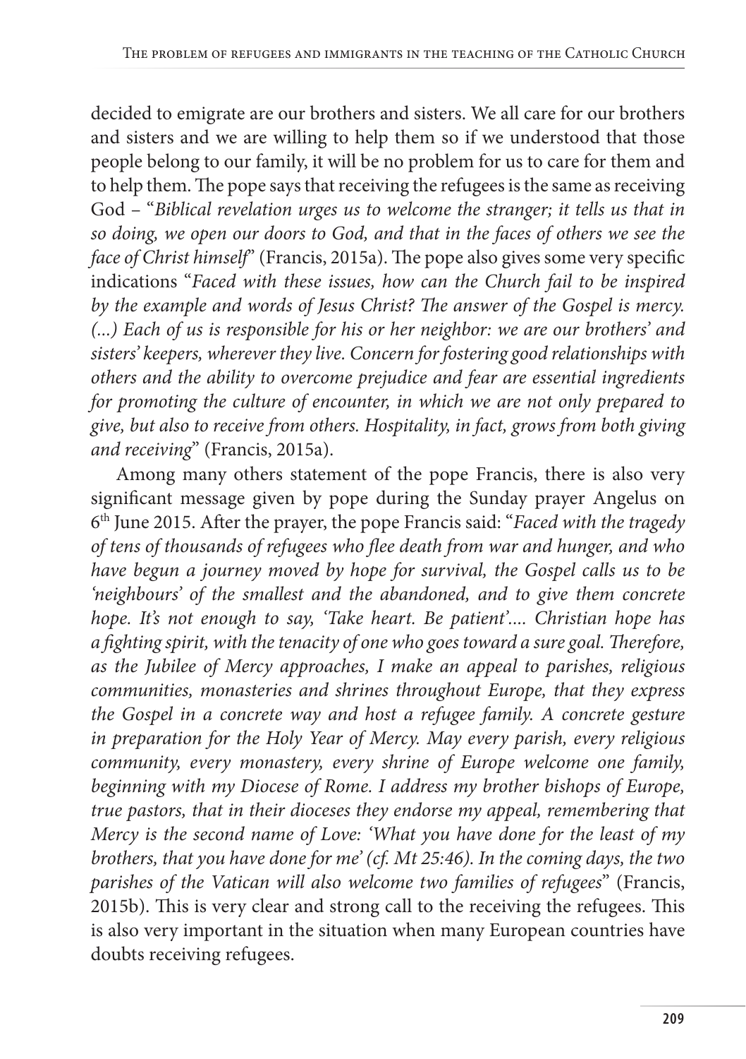decided to emigrate are our brothers and sisters. We all care for our brothers and sisters and we are willing to help them so if we understood that those people belong to our family, it will be no problem for us to care for them and to help them. The pope says that receiving the refugees is the same as receiving God – "*Biblical revelation urges us to welcome the stranger; it tells us that in so doing, we open our doors to God, and that in the faces of others we see the face of Christ himself*" (Francis, 2015a). The pope also gives some very specific indications "*Faced with these issues, how can the Church fail to be inspired by the example and words of Jesus Christ? The answer of the Gospel is mercy. (...) Each of us is responsible for his or her neighbor: we are our brothers' and sisters' keepers, wherever they live. Concern for fostering good relationships with others and the ability to overcome prejudice and fear are essential ingredients for promoting the culture of encounter, in which we are not only prepared to give, but also to receive from others. Hospitality, in fact, grows from both giving and receiving*" (Francis, 2015a).

Among many others statement of the pope Francis, there is also very significant message given by pope during the Sunday prayer Angelus on 6th June 2015. After the prayer, the pope Francis said: "*Faced with the tragedy of tens of thousands of refugees who flee death from war and hunger, and who have begun a journey moved by hope for survival, the Gospel calls us to be 'neighbours' of the smallest and the abandoned, and to give them concrete hope. It's not enough to say, 'Take heart. Be patient'.... Christian hope has a fighting spirit, with the tenacity of one who goes toward a sure goal. Therefore, as the Jubilee of Mercy approaches, I make an appeal to parishes, religious communities, monasteries and shrines throughout Europe, that they express the Gospel in a concrete way and host a refugee family. A concrete gesture in preparation for the Holy Year of Mercy. May every parish, every religious community, every monastery, every shrine of Europe welcome one family, beginning with my Diocese of Rome. I address my brother bishops of Europe, true pastors, that in their dioceses they endorse my appeal, remembering that Mercy is the second name of Love: 'What you have done for the least of my brothers, that you have done for me' (cf. Mt 25:46). In the coming days, the two parishes of the Vatican will also welcome two families of refugees*" (Francis, 2015b). This is very clear and strong call to the receiving the refugees. This is also very important in the situation when many European countries have doubts receiving refugees.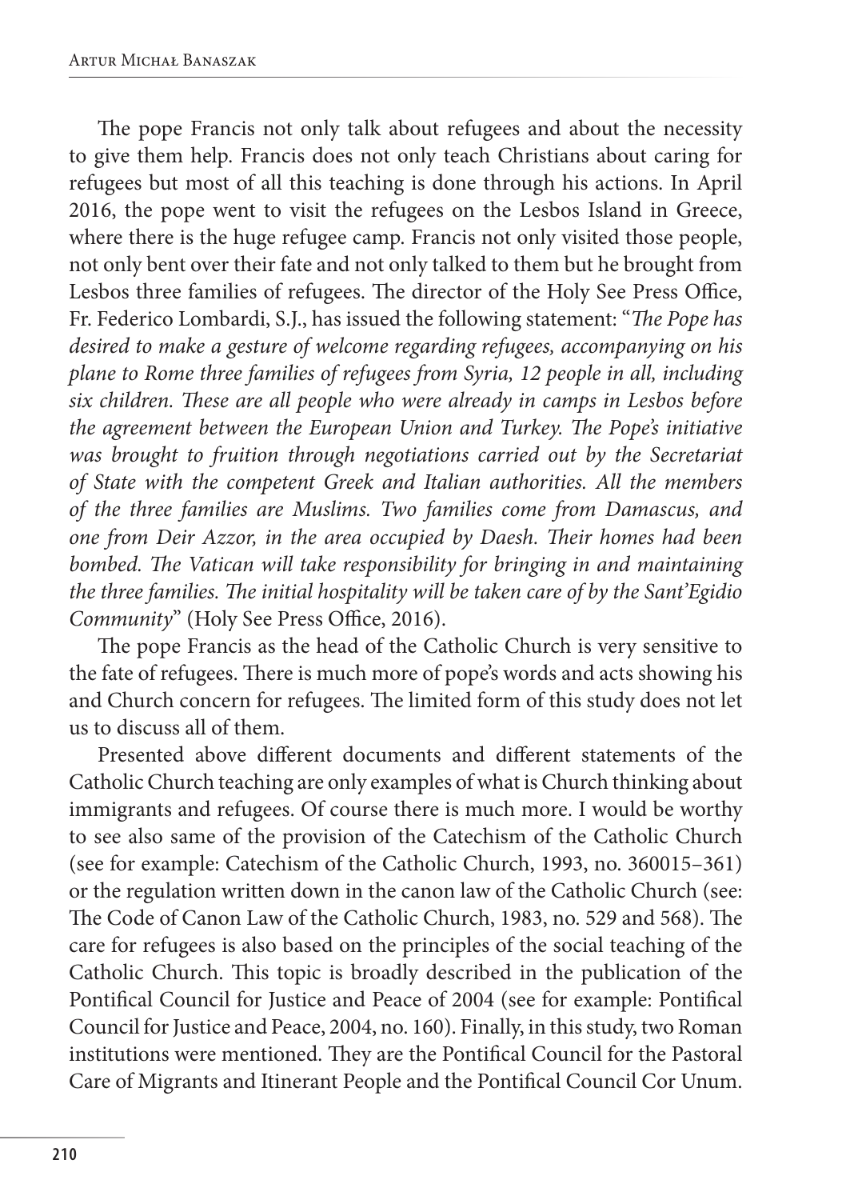The pope Francis not only talk about refugees and about the necessity to give them help. Francis does not only teach Christians about caring for refugees but most of all this teaching is done through his actions. In April 2016, the pope went to visit the refugees on the Lesbos Island in Greece, where there is the huge refugee camp. Francis not only visited those people, not only bent over their fate and not only talked to them but he brought from Lesbos three families of refugees. The director of the Holy See Press Office, Fr. Federico Lombardi, S.J., has issued the following statement: "*The Pope has desired to make a gesture of welcome regarding refugees, accompanying on his plane to Rome three families of refugees from Syria, 12 people in all, including six children. These are all people who were already in camps in Lesbos before the agreement between the European Union and Turkey. The Pope's initiative was brought to fruition through negotiations carried out by the Secretariat of State with the competent Greek and Italian authorities. All the members of the three families are Muslims. Two families come from Damascus, and one from Deir Azzor, in the area occupied by Daesh. Their homes had been bombed. The Vatican will take responsibility for bringing in and maintaining the three families. The initial hospitality will be taken care of by the Sant'Egidio Community*" (Holy See Press Office, 2016).

The pope Francis as the head of the Catholic Church is very sensitive to the fate of refugees. There is much more of pope's words and acts showing his and Church concern for refugees. The limited form of this study does not let us to discuss all of them.

Presented above different documents and different statements of the Catholic Church teaching are only examples of what is Church thinking about immigrants and refugees. Of course there is much more. I would be worthy to see also same of the provision of the Catechism of the Catholic Church (see for example: Catechism of the Catholic Church, 1993, no. 360015–361) or the regulation written down in the canon law of the Catholic Church (see: The Code of Canon Law of the Catholic Church, 1983, no. 529 and 568). The care for refugees is also based on the principles of the social teaching of the Catholic Church. This topic is broadly described in the publication of the Pontifical Council for Justice and Peace of 2004 (see for example: Pontifical Council for Justice and Peace, 2004, no. 160). Finally, in this study, two Roman institutions were mentioned. They are the Pontifical Council for the Pastoral Care of Migrants and Itinerant People and the Pontifical Council Cor Unum.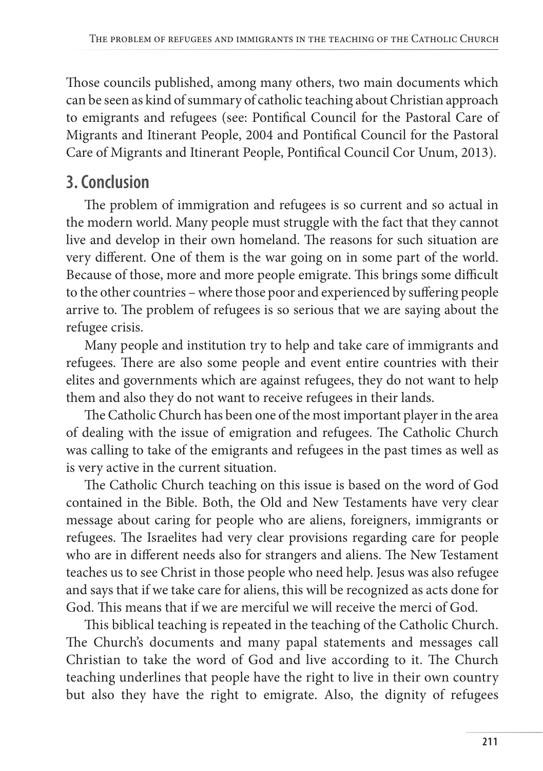Those councils published, among many others, two main documents which can be seen as kind of summary of catholic teaching about Christian approach to emigrants and refugees (see: Pontifical Council for the Pastoral Care of Migrants and Itinerant People, 2004 and Pontifical Council for the Pastoral Care of Migrants and Itinerant People, Pontifical Council Cor Unum, 2013).

## 3. Conclusion

The problem of immigration and refugees is so current and so actual in the modern world. Many people must struggle with the fact that they cannot live and develop in their own homeland. The reasons for such situation are very different. One of them is the war going on in some part of the world. Because of those, more and more people emigrate. This brings some difficult to the other countries – where those poor and experienced by suffering people arrive to. The problem of refugees is so serious that we are saying about the refugee crisis.

Many people and institution try to help and take care of immigrants and refugees. There are also some people and event entire countries with their elites and governments which are against refugees, they do not want to help them and also they do not want to receive refugees in their lands.

The Catholic Church has been one of the most important player in the area of dealing with the issue of emigration and refugees. The Catholic Church was calling to take of the emigrants and refugees in the past times as well as is very active in the current situation.

The Catholic Church teaching on this issue is based on the word of God contained in the Bible. Both, the Old and New Testaments have very clear message about caring for people who are aliens, foreigners, immigrants or refugees. The Israelites had very clear provisions regarding care for people who are in different needs also for strangers and aliens. The New Testament teaches us to see Christ in those people who need help. Jesus was also refugee and says that if we take care for aliens, this will be recognized as acts done for God. This means that if we are merciful we will receive the merci of God.

This biblical teaching is repeated in the teaching of the Catholic Church. The Church's documents and many papal statements and messages call Christian to take the word of God and live according to it. The Church teaching underlines that people have the right to live in their own country but also they have the right to emigrate. Also, the dignity of refugees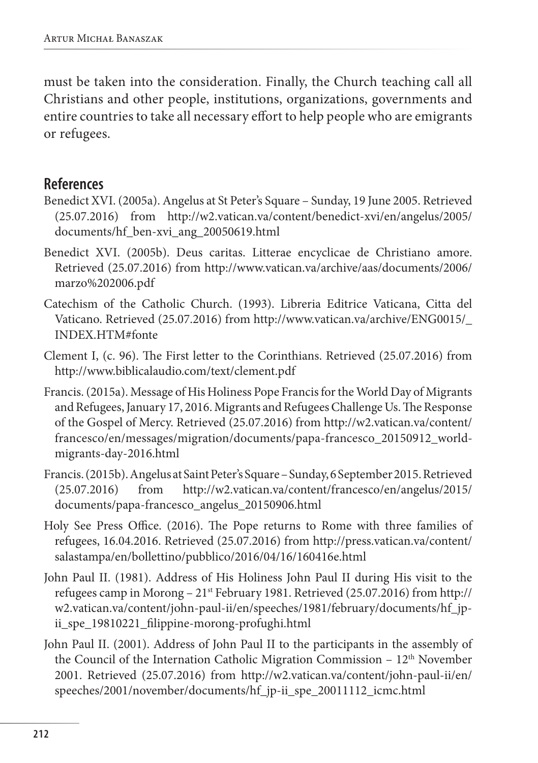must be taken into the consideration. Finally, the Church teaching call all Christians and other people, institutions, organizations, governments and entire countries to take all necessary effort to help people who are emigrants or refugees.

## References

Benedict XVI. (2005a). Angelus at St Peter's Square – Sunday, 19 June 2005. Retrieved (25.07.2016) from http://w2.vatican.va/content/benedict-xvi/en/angelus/2005/documents/hf_ben-xvi_ang_20050619.html

Benedict XVI. (2005b). Deus caritas. Litterae encyclicae de Christiano amore. Retrieved (25.07.2016) from http://www.vatican.va/archive/aas/documents/2006/marzo%202006.pdf

Catechism of the Catholic Church. (1993). Libreria Editrice Vaticana, Citta del Vaticano. Retrieved (25.07.2016) from http://www.vatican.va/archive/ENG0015/_INDEX.HTM#fonte

Clement I, (c. 96). The First letter to the Corinthians. Retrieved (25.07.2016) from http://www.biblicalaudio.com/text/clement.pdf

Francis. (2015a). Message of His Holiness Pope Francis for the World Day of Migrants and Refugees, January 17, 2016. Migrants and Refugees Challenge Us. The Response of the Gospel of Mercy. Retrieved (25.07.2016) from http://w2.vatican.va/content/francesco/en/messages/migration/documents/papa-francesco_20150912_world-migrants-day-2016.html

Francis. (2015b). Angelus at Saint Peter's Square – Sunday, 6 September 2015. Retrieved (25.07.2016) from http://w2.vatican.va/content/francesco/en/angelus/2015/documents/papa-francesco_angelus_20150906.html

Holy See Press Office. (2016). The Pope returns to Rome with three families of refugees, 16.04.2016. Retrieved (25.07.2016) from http://press.vatican.va/content/salastampa/en/bollettino/pubblico/2016/04/16/160416e.html

John Paul II. (1981). Address of His Holiness John Paul II during His visit to the refugees camp in Morong – 21st February 1981. Retrieved (25.07.2016) from http://w2.vatican.va/content/john-paul-ii/en/speeches/1981/february/documents/hf_jp-ii_spe_19810221_filippine-morong-profughi.html

John Paul II. (2001). Address of John Paul II to the participants in the assembly of the Council of the Internation Catholic Migration Commission – 12th November 2001. Retrieved (25.07.2016) from http://w2.vatican.va/content/john-paul-ii/en/speeches/2001/november/documents/hf_jp-ii_spe_20011112_icmc.html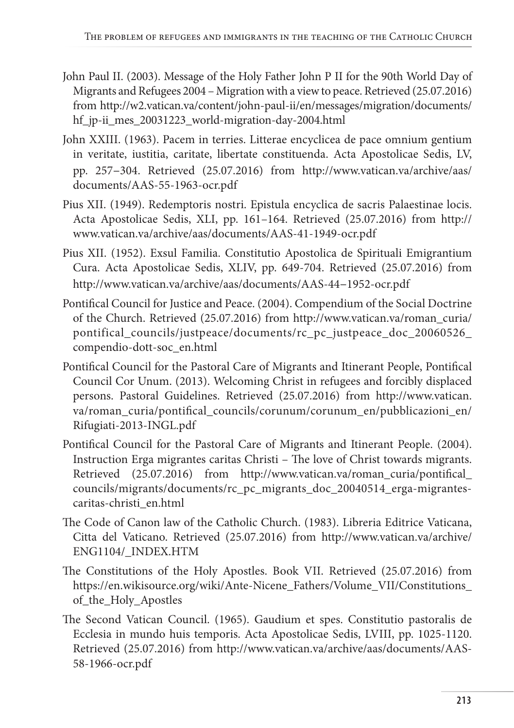John Paul II. (2003). Message of the Holy Father John P II for the 90th World Day of Migrants and Refugees 2004 – Migration with a view to peace. Retrieved (25.07.2016) from http://w2.vatican.va/content/john-paul-ii/en/messages/migration/documents/hf_jp-ii_mes_20031223_world-migration-day-2004.html

John XXIII. (1963). Pacem in terries. Litterae encyclicea de pace omnium gentium in veritate, iustitia, caritate, libertate constituenda. Acta Apostolicae Sedis, LV, pp. 257–304. Retrieved (25.07.2016) from http://www.vatican.va/archive/aas/documents/AAS-55-1963-ocr.pdf

Pius XII. (1949). Redemptoris nostri. Epistula encyclica de sacris Palaestinae locis. Acta Apostolicae Sedis, XLI, pp. 161–164. Retrieved (25.07.2016) from http://www.vatican.va/archive/aas/documents/AAS-41-1949-ocr.pdf

Pius XII. (1952). Exsul Familia. Constitutio Apostolica de Spirituali Emigrantium Cura. Acta Apostolicae Sedis, XLIV, pp. 649-704. Retrieved (25.07.2016) from http://www.vatican.va/archive/aas/documents/AAS-44–1952-ocr.pdf

Pontifical Council for Justice and Peace. (2004). Compendium of the Social Doctrine of the Church. Retrieved (25.07.2016) from http://www.vatican.va/roman_curia/pontifical_councils/justpeace/documents/rc_pc_justpeace_doc_20060526_compendio-dott-soc_en.html

Pontifical Council for the Pastoral Care of Migrants and Itinerant People, Pontifical Council Cor Unum. (2013). Welcoming Christ in refugees and forcibly displaced persons. Pastoral Guidelines. Retrieved (25.07.2016) from http://www.vatican.va/roman_curia/pontifical_councils/corunum/corunum_en/pubblicazioni_en/Rifugiati-2013-INGL.pdf

Pontifical Council for the Pastoral Care of Migrants and Itinerant People. (2004). Instruction Erga migrantes caritas Christi – The love of Christ towards migrants. Retrieved (25.07.2016) from http://www.vatican.va/roman_curia/pontifical_councils/migrants/documents/rc_pc_migrants_doc_20040514_erga-migrantes-caritas-christi_en.html

The Code of Canon law of the Catholic Church. (1983). Libreria Editrice Vaticana, Citta del Vaticano. Retrieved (25.07.2016) from http://www.vatican.va/archive/ENG1104/_INDEX.HTM

The Constitutions of the Holy Apostles. Book VII. Retrieved (25.07.2016) from https://en.wikisource.org/wiki/Ante-Nicene_Fathers/Volume_VII/Constitutions_of_the_Holy_Apostles

The Second Vatican Council. (1965). Gaudium et spes. Constitutio pastoralis de Ecclesia in mundo huis temporis. Acta Apostolicae Sedis, LVIII, pp. 1025-1120. Retrieved (25.07.2016) from http://www.vatican.va/archive/aas/documents/AAS-58-1966-ocr.pdf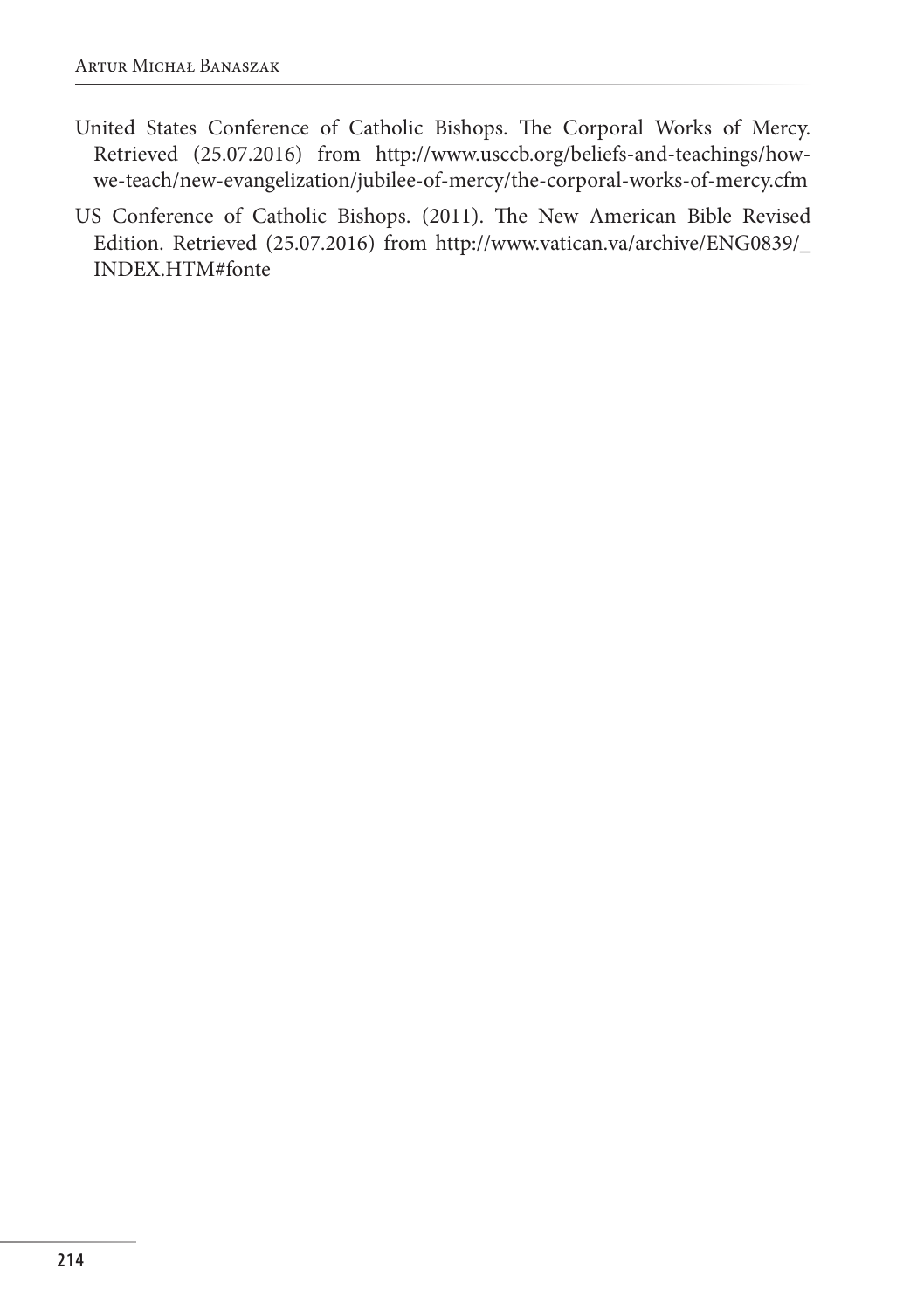United States Conference of Catholic Bishops. The Corporal Works of Mercy. Retrieved (25.07.2016) from http://www.usccb.org/beliefs-and-teachings/how-we-teach/new-evangelization/jubilee-of-mercy/the-corporal-works-of-mercy.cfm

US Conference of Catholic Bishops. (2011). The New American Bible Revised Edition. Retrieved (25.07.2016) from http://www.vatican.va/archive/ENG0839/_INDEX.HTM#fonte